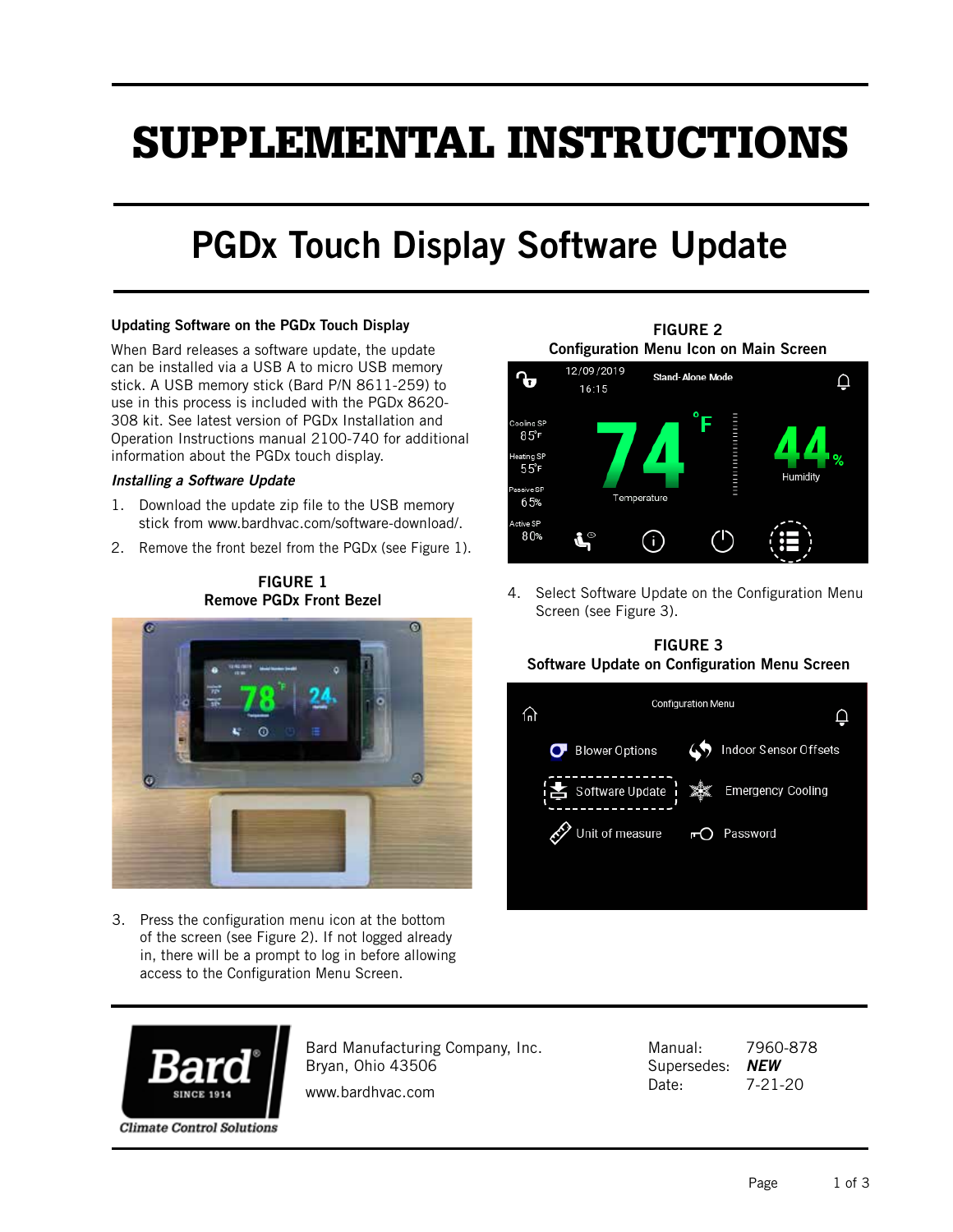# SUPPLEMENTAL INSTRUCTIONS

## PGDx Touch Display Software Update

### Updating Software on the PGDx Touch Display

When Bard releases a software update, the update can be installed via a USB A to micro USB memory stick. A USB memory stick (Bard P/N 8611-259) to use in this process is included with the PGDx 8620-308 kit. See latest version of PGDx Installation and Operation Instructions manual 2100-740 for additional information about the PGDx touch display.

### *Installing a Software Update*

1. Download the update zip file to the USB memory stick from www.bardhvac.com/software-download/.
2. Remove the front bezel from the PGDx (see Figure 1).

**FIGURE 1**
**Remove PGDx Front Bezel**

3. Press the configuration menu icon at the bottom of the screen (see Figure 2). If not logged already in, there will be a prompt to log in before allowing access to the Configuration Menu Screen.

**FIGURE 2**
**Configuration Menu Icon on Main Screen**

4. Select Software Update on the Configuration Menu Screen (see Figure 3).

**FIGURE 3**
**Software Update on Configuration Menu Screen**

Bard Manufacturing Company, Inc.
Bryan, Ohio 43506

www.bardhvac.com

| | |
|---|---|
| Manual: | 7960-878 |
| Supersedes: | ***NEW*** |
| Date: | 7-21-20 |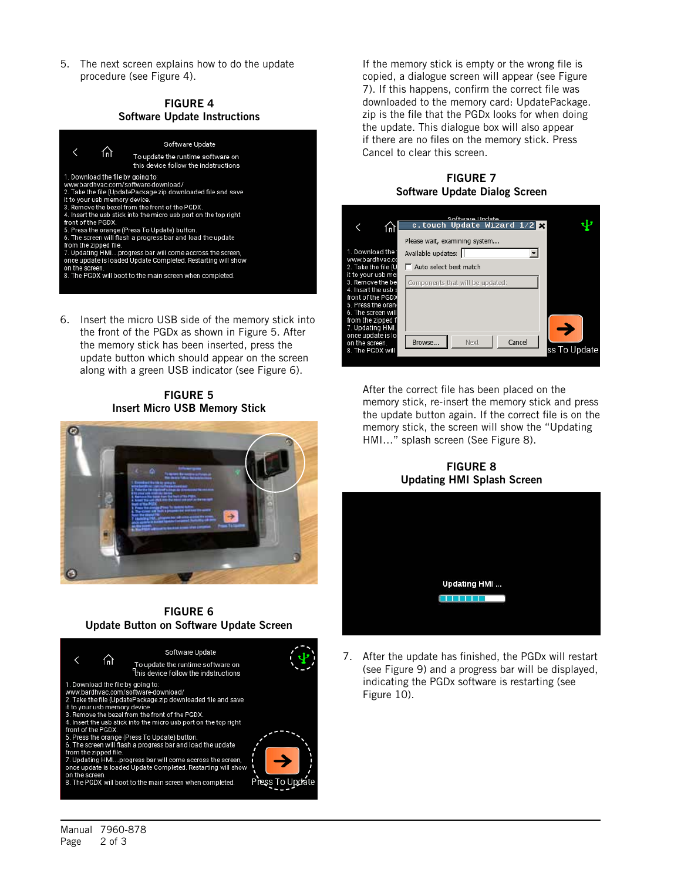5. The next screen explains how to do the update procedure (see Figure 4).

**FIGURE 4**
**Software Update Instructions**

6. Insert the micro USB side of the memory stick into the front of the PGDx as shown in Figure 5. After the memory stick has been inserted, press the update button which should appear on the screen along with a green USB indicator (see Figure 6).

**FIGURE 5**
**Insert Micro USB Memory Stick**

**FIGURE 6**
**Update Button on Software Update Screen**

If the memory stick is empty or the wrong file is copied, a dialogue screen will appear (see Figure 7). If this happens, confirm the correct file was downloaded to the memory card: UpdatePackage.zip is the file that the PGDx looks for when doing the update. This dialogue box will also appear if there are no files on the memory stick. Press Cancel to clear this screen.

**FIGURE 7**
**Software Update Dialog Screen**

After the correct file has been placed on the memory stick, re-insert the memory stick and press the update button again. If the correct file is on the memory stick, the screen will show the "Updating HMI…" splash screen (See Figure 8).

**FIGURE 8**
**Updating HMI Splash Screen**

7. After the update has finished, the PGDx will restart (see Figure 9) and a progress bar will be displayed, indicating the PGDx software is restarting (see Figure 10).

Manual 7960-878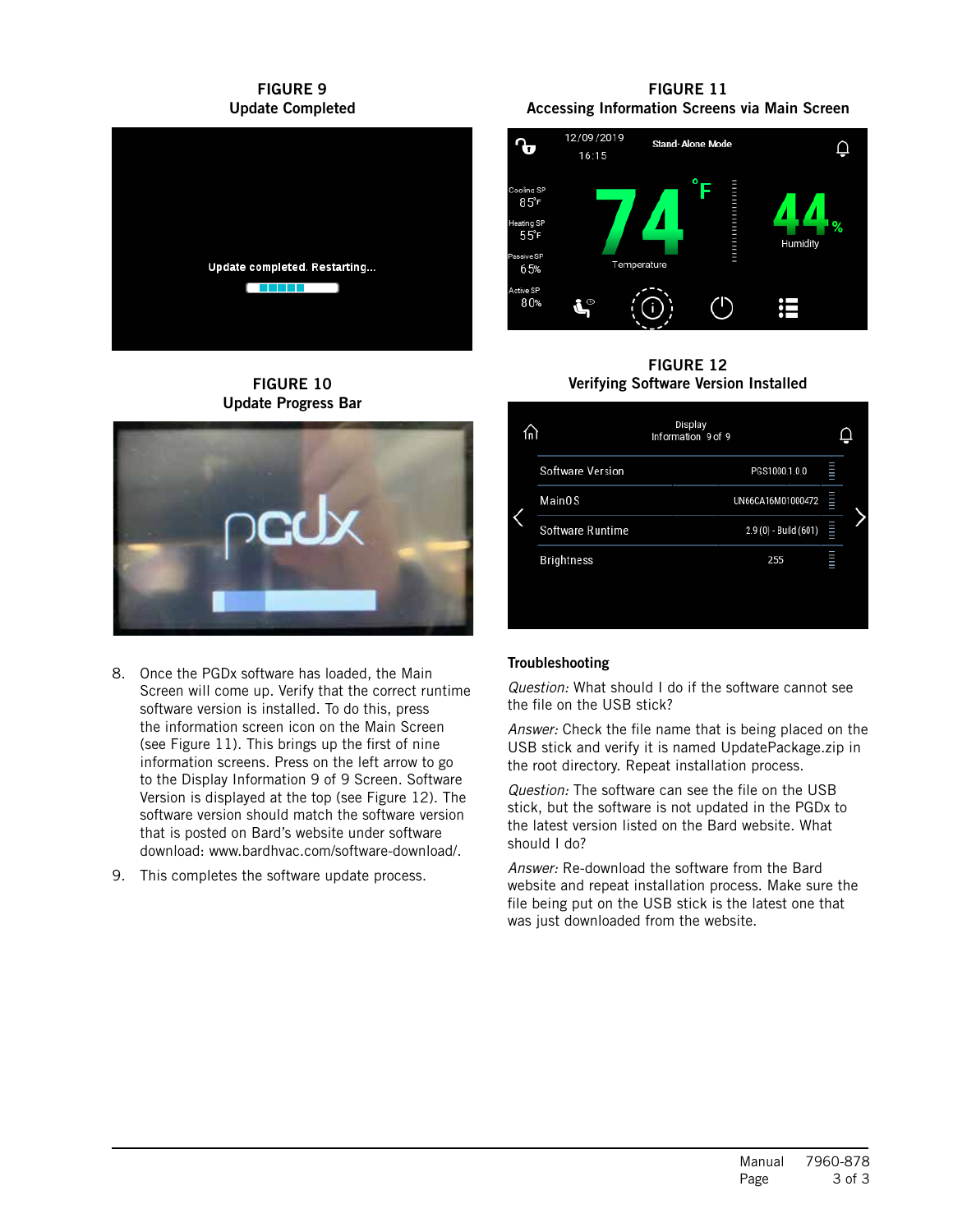**FIGURE 9**
**Update Completed**

**FIGURE 10**
**Update Progress Bar**

8. Once the PGDx software has loaded, the Main Screen will come up. Verify that the correct runtime software version is installed. To do this, press the information screen icon on the Main Screen (see Figure 11). This brings up the first of nine information screens. Press on the left arrow to go to the Display Information 9 of 9 Screen. Software Version is displayed at the top (see Figure 12). The software version should match the software version that is posted on Bard's website under software download: www.bardhvac.com/software-download/.

9. This completes the software update process.

**FIGURE 11**
**Accessing Information Screens via Main Screen**

**FIGURE 12**
**Verifying Software Version Installed**

### Troubleshooting

*Question:* What should I do if the software cannot see the file on the USB stick?

*Answer:* Check the file name that is being placed on the USB stick and verify it is named UpdatePackage.zip in the root directory. Repeat installation process.

*Question:* The software can see the file on the USB stick, but the software is not updated in the PGDx to the latest version listed on the Bard website. What should I do?

*Answer:* Re-download the software from the Bard website and repeat installation process. Make sure the file being put on the USB stick is the latest one that was just downloaded from the website.